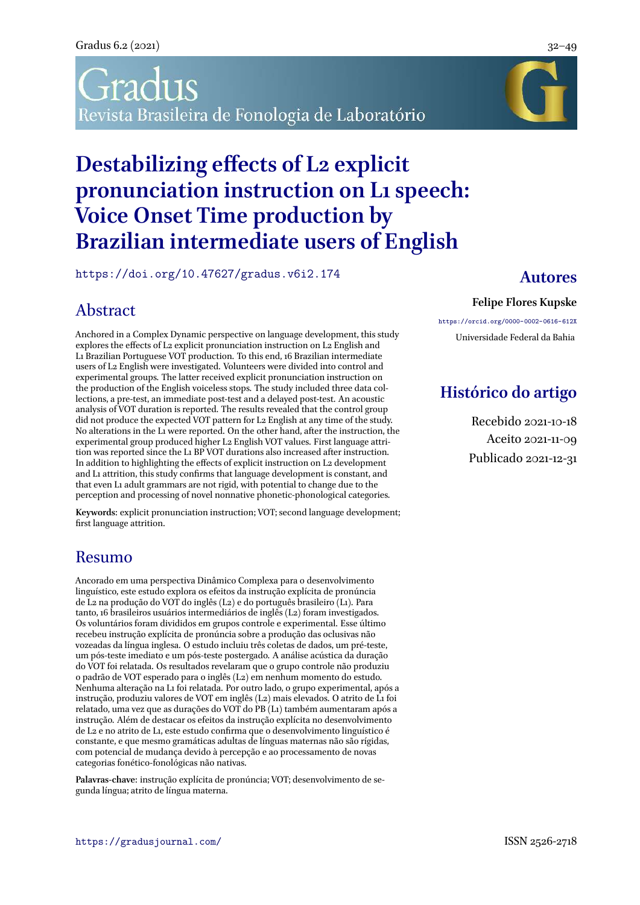# Destabilizing effects of L2 explicit pronunciation instruction on L1 speech: Voice Onset Time production by Brazilian intermediate users of English

https://doi.org/10.47627/gradus.v6i2.174

## Autores

**Felipe Flores Kupske**

https://orcid.org/0000-0002-0616-612X

Universidade Federal da Bahia

## Histórico do artigo

Recebido 2021-10-18

Aceito 2021-11-09

Publicado 2021-12-31

## Abstract

Anchored in a Complex Dynamic perspective on language development, this study explores the effects of L2 explicit pronunciation instruction on L2 English and L1 Brazilian Portuguese VOT production. To this end, 16 Brazilian intermediate users of L2 English were investigated. Volunteers were divided into control and experimental groups. The latter received explicit pronunciation instruction on the production of the English voiceless stops. The study included three data collections, a pre-test, an immediate post-test and a delayed post-test. An acoustic analysis of VOT duration is reported. The results revealed that the control group did not produce the expected VOT pattern for L2 English at any time of the study. No alterations in the L1 were reported. On the other hand, after the instruction, the experimental group produced higher L2 English VOT values. First language attrition was reported since the L1 BP VOT durations also increased after instruction. In addition to highlighting the effects of explicit instruction on L2 development and L1 attrition, this study confirms that language development is constant, and that even L1 adult grammars are not rigid, with potential to change due to the perception and processing of novel nonnative phonetic-phonological categories.

**Keywords**: explicit pronunciation instruction; VOT; second language development; first language attrition.

## Resumo

Ancorado em uma perspectiva Dinâmico Complexa para o desenvolvimento linguístico, este estudo explora os efeitos da instrução explícita de pronúncia de L2 na produção do VOT do inglês (L2) e do português brasileiro (L1). Para tanto, 16 brasileiros usuários intermediários de inglês (L2) foram investigados. Os voluntários foram divididos em grupos controle e experimental. Esse último recebeu instrução explícita de pronúncia sobre a produção das oclusivas não vozeadas da língua inglesa. O estudo incluiu três coletas de dados, um pré-teste, um pós-teste imediato e um pós-teste postergado. A análise acústica da duração do VOT foi relatada. Os resultados revelaram que o grupo controle não produziu o padrão de VOT esperado para o inglês (L2) em nenhum momento do estudo. Nenhuma alteração na L1 foi relatada. Por outro lado, o grupo experimental, após a instrução, produziu valores de VOT em inglês (L2) mais elevados. O atrito de L1 foi relatado, uma vez que as durações do VOT do PB (L1) também aumentaram após a instrução. Além de destacar os efeitos da instrução explícita no desenvolvimento de L2 e no atrito de L1, este estudo confirma que o desenvolvimento linguístico é constante, e que mesmo gramáticas adultas de línguas maternas não são rígidas, com potencial de mudança devido à percepção e ao processamento de novas categorias fonético-fonológicas não nativas.

**Palavras-chave**: instrução explícita de pronúncia; VOT; desenvolvimento de segunda língua; atrito de língua materna.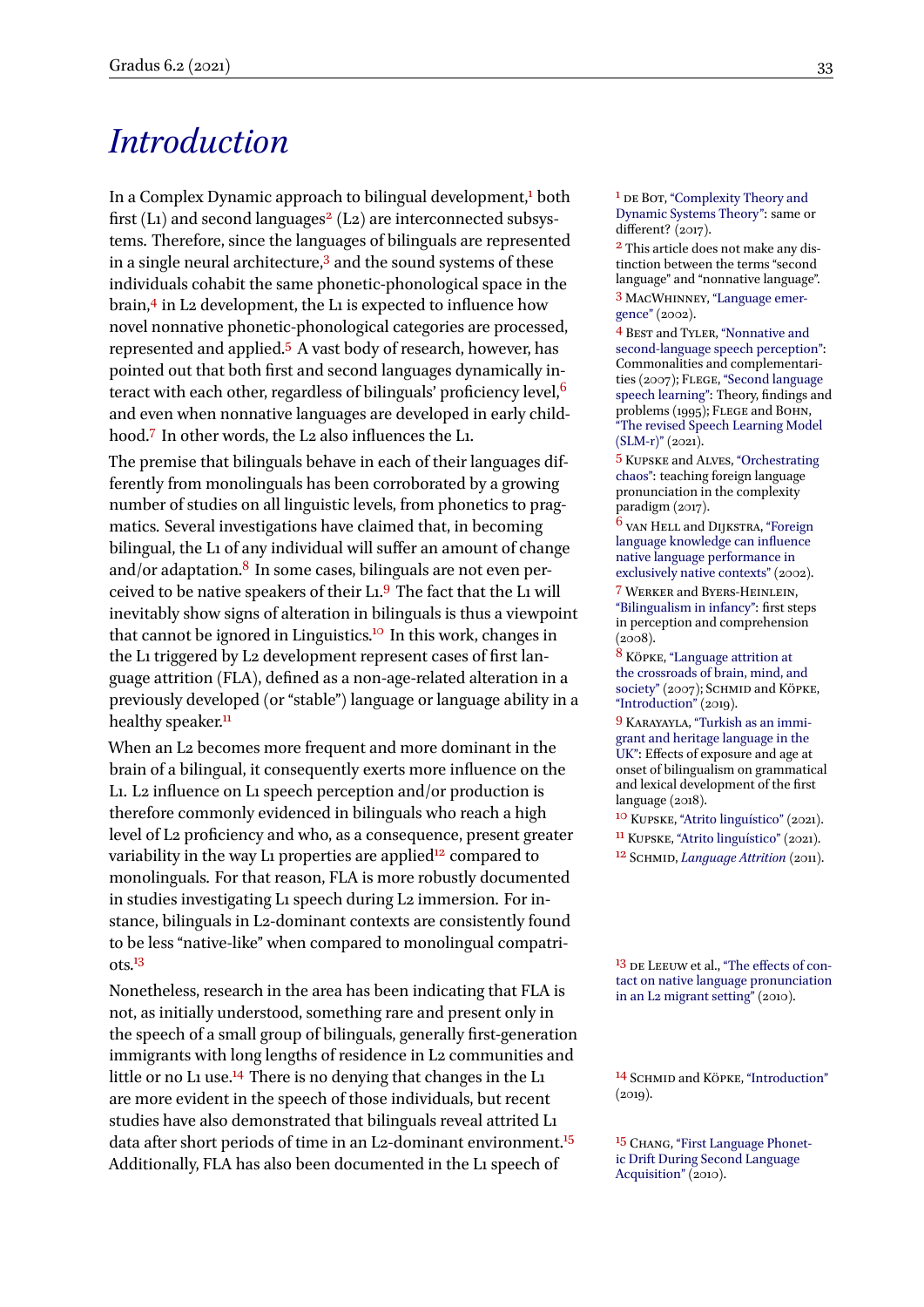# Introduction

In a Complex Dynamic approach to bilingual development,[1] both first (L1) and second languages[2] (L2) are interconnected subsystems. Therefore, since the languages of bilinguals are represented in a single neural architecture,[3] and the sound systems of these individuals cohabit the same phonetic-phonological space in the brain,[4] in L2 development, the L1 is expected to influence how novel nonnative phonetic-phonological categories are processed, represented and applied.[5] A vast body of research, however, has pointed out that both first and second languages dynamically interact with each other, regardless of bilinguals' proficiency level,[6] and even when nonnative languages are developed in early childhood.[7] In other words, the L2 also influences the L1.

The premise that bilinguals behave in each of their languages differently from monolinguals has been corroborated by a growing number of studies on all linguistic levels, from phonetics to pragmatics. Several investigations have claimed that, in becoming bilingual, the L1 of any individual will suffer an amount of change and/or adaptation.[8] In some cases, bilinguals are not even perceived to be native speakers of their L1.[9] The fact that the L1 will inevitably show signs of alteration in bilinguals is thus a viewpoint that cannot be ignored in Linguistics.[10] In this work, changes in the L1 triggered by L2 development represent cases of first language attrition (FLA), defined as a non-age-related alteration in a previously developed (or "stable") language or language ability in a healthy speaker.[11]

When an L2 becomes more frequent and more dominant in the brain of a bilingual, it consequently exerts more influence on the L1. L2 influence on L1 speech perception and/or production is therefore commonly evidenced in bilinguals who reach a high level of L2 proficiency and who, as a consequence, present greater variability in the way L1 properties are applied[12] compared to monolinguals. For that reason, FLA is more robustly documented in studies investigating L1 speech during L2 immersion. For instance, bilinguals in L2-dominant contexts are consistently found to be less "native-like" when compared to monolingual compatriots.[13]

Nonetheless, research in the area has been indicating that FLA is not, as initially understood, something rare and present only in the speech of a small group of bilinguals, generally first-generation immigrants with long lengths of residence in L2 communities and little or no L1 use.[14] There is no denying that changes in the L1 are more evident in the speech of those individuals, but recent studies have also demonstrated that bilinguals reveal attrited L1 data after short periods of time in an L2-dominant environment.[15] Additionally, FLA has also been documented in the L1 speech of

---

[1] de Bot, "Complexity Theory and Dynamic Systems Theory": same or different? (2017).

[2] This article does not make any distinction between the terms "second language" and "nonnative language".

[3] MacWhinney, "Language emergence" (2002).

[4] Best and Tyler, "Nonnative and second-language speech perception": Commonalities and complementarities (2007); Flege, "Second language speech learning": Theory, findings and problems (1995); Flege and Bohn, "The revised Speech Learning Model (SLM-r)" (2021).

[5] Kupske and Alves, "Orchestrating chaos": teaching foreign language pronunciation in the complexity paradigm (2017).

[6] van Hell and Dijkstra, "Foreign language knowledge can influence native language performance in exclusively native contexts" (2002).

[7] Werker and Byers-Heinlein, "Bilingualism in infancy": first steps in perception and comprehension (2008).

[8] Köpke, "Language attrition at the crossroads of brain, mind, and society" (2007); Schmid and Köpke, "Introduction" (2019).

[9] Karayayla, "Turkish as an immigrant and heritage language in the UK": Effects of exposure and age at onset of bilingualism on grammatical and lexical development of the first language (2018).

[10] Kupske, "Atrito linguístico" (2021).

[11] Kupske, "Atrito linguístico" (2021).

[12] Schmid, *Language Attrition* (2011).

[13] de Leeuw et al., "The effects of contact on native language pronunciation in an L2 migrant setting" (2010).

[14] Schmid and Köpke, "Introduction" (2019).

[15] Chang, "First Language Phonetic Drift During Second Language Acquisition" (2010).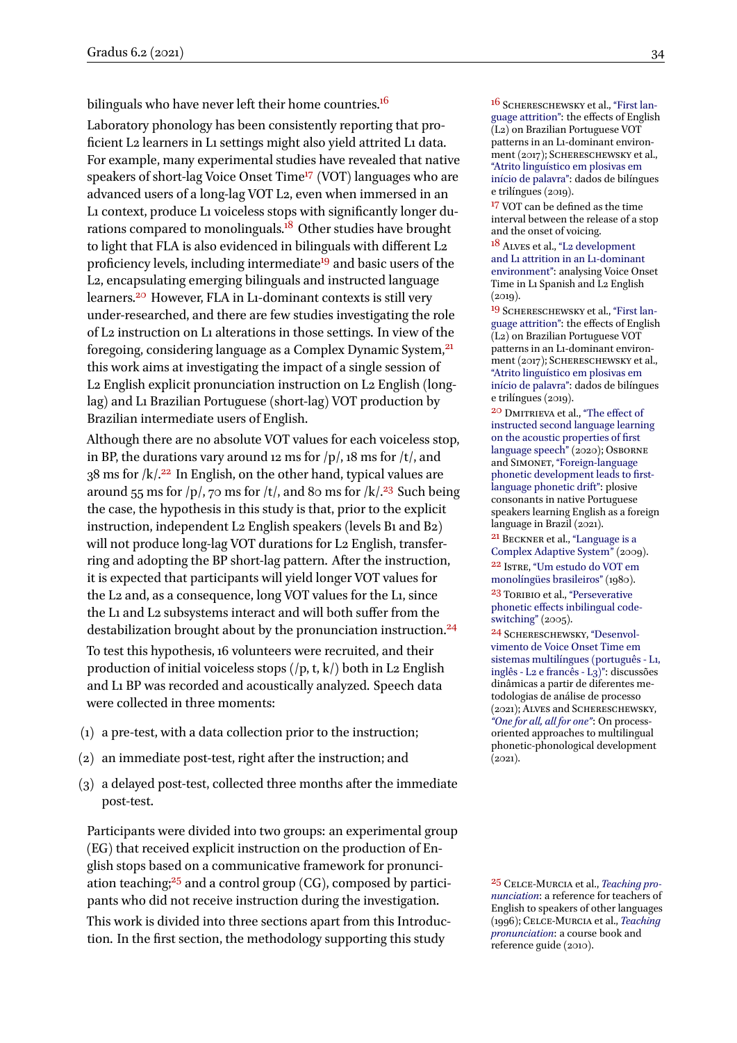bilinguals who have never left their home countries.[16]

Laboratory phonology has been consistently reporting that proficient L2 learners in L1 settings might also yield attrited L1 data. For example, many experimental studies have revealed that native speakers of short-lag Voice Onset Time[17] (VOT) languages who are advanced users of a long-lag VOT L2, even when immersed in an L1 context, produce L1 voiceless stops with significantly longer durations compared to monolinguals.[18] Other studies have brought to light that FLA is also evidenced in bilinguals with different L2 proficiency levels, including intermediate[19] and basic users of the L2, encapsulating emerging bilinguals and instructed language learners.[20] However, FLA in L1-dominant contexts is still very under-researched, and there are few studies investigating the role of L2 instruction on L1 alterations in those settings. In view of the foregoing, considering language as a Complex Dynamic System,[21] this work aims at investigating the impact of a single session of L2 English explicit pronunciation instruction on L2 English (long-lag) and L1 Brazilian Portuguese (short-lag) VOT production by Brazilian intermediate users of English.

Although there are no absolute VOT values for each voiceless stop, in BP, the durations vary around 12 ms for /p/, 18 ms for /t/, and 38 ms for /k/.[22] In English, on the other hand, typical values are around 55 ms for /p/, 70 ms for /t/, and 80 ms for /k/.[23] Such being the case, the hypothesis in this study is that, prior to the explicit instruction, independent L2 English speakers (levels B1 and B2) will not produce long-lag VOT durations for L2 English, transferring and adopting the BP short-lag pattern. After the instruction, it is expected that participants will yield longer VOT values for the L2 and, as a consequence, long VOT values for the L1, since the L1 and L2 subsystems interact and will both suffer from the destabilization brought about by the pronunciation instruction.[24]

To test this hypothesis, 16 volunteers were recruited, and their production of initial voiceless stops (/p, t, k/) both in L2 English and L1 BP was recorded and acoustically analyzed. Speech data were collected in three moments:

(1) a pre-test, with a data collection prior to the instruction;

(2) an immediate post-test, right after the instruction; and

(3) a delayed post-test, collected three months after the immediate post-test.

Participants were divided into two groups: an experimental group (EG) that received explicit instruction on the production of English stops based on a communicative framework for pronunciation teaching;[25] and a control group (CG), composed by participants who did not receive instruction during the investigation.

This work is divided into three sections apart from this Introduction. In the first section, the methodology supporting this study

---

[16] Schereschewsky et al., "First language attrition": the effects of English (L2) on Brazilian Portuguese VOT patterns in an L1-dominant environment (2017); Schereschewsky et al., "Atrito linguístico em plosivas em início de palavra": dados de bilíngues e trilíngues (2019).

[17] VOT can be defined as the time interval between the release of a stop and the onset of voicing.

[18] Alves et al., "L2 development and L1 attrition in an L1-dominant environment": analysing Voice Onset Time in L1 Spanish and L2 English (2019).

[19] Schereschewsky et al., "First language attrition": the effects of English (L2) on Brazilian Portuguese VOT patterns in an L1-dominant environment (2017); Schereschewsky et al., "Atrito linguístico em plosivas em início de palavra": dados de bilíngues e trilíngues (2019).

[20] Dmitrieva et al., "The effect of instructed second language learning on the acoustic properties of first language speech" (2020); Osborne and Simonet, "Foreign-language phonetic development leads to first-language phonetic drift": plosive consonants in native Portuguese speakers learning English as a foreign language in Brazil (2021).

[21] Beckner et al., "Language is a Complex Adaptive System" (2009).

[22] Istre, "Um estudo do VOT em monolíngües brasileiros" (1980).

[23] Toribio et al., "Perseverative phonetic effects inbilingual code-switching" (2005).

[24] Schereschewsky, "Desenvolvimento de Voice Onset Time em sistemas multilíngues (português - L1, inglês - L2 e francês - L3)": discussões dinâmicas a partir de diferentes metodologias de análise de processo (2021); Alves and Schereschewsky, *"One for all, all for one"*: On process-oriented approaches to multilingual phonetic-phonological development (2021).

[25] Celce-Murcia et al., *Teaching pronunciation*: a reference for teachers of English to speakers of other languages (1996); Celce-Murcia et al., *Teaching pronunciation*: a course book and reference guide (2010).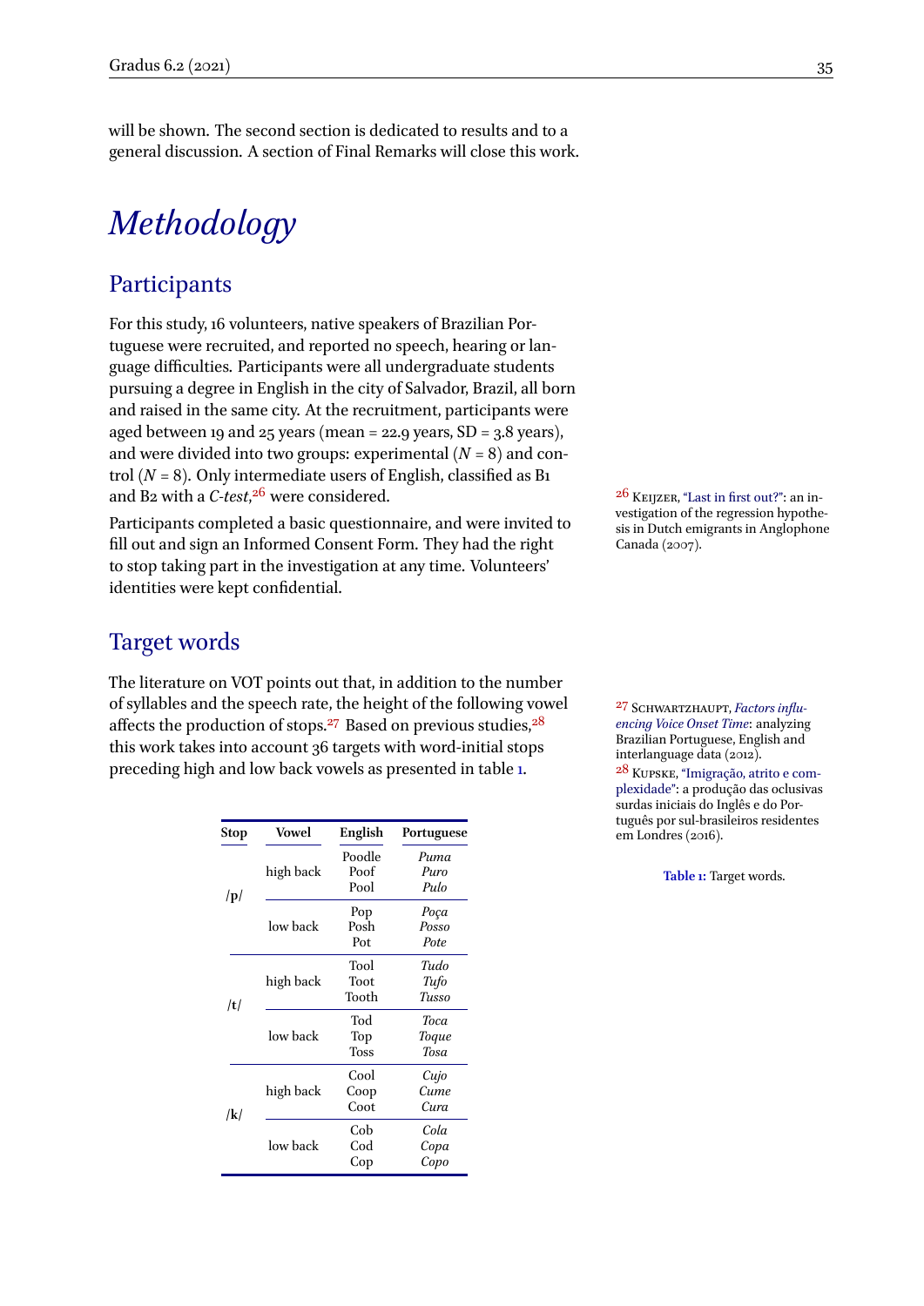will be shown. The second section is dedicated to results and to a general discussion. A section of Final Remarks will close this work.

# *Methodology*

## Participants

For this study, 16 volunteers, native speakers of Brazilian Portuguese were recruited, and reported no speech, hearing or language difficulties. Participants were all undergraduate students pursuing a degree in English in the city of Salvador, Brazil, all born and raised in the same city. At the recruitment, participants were aged between 19 and 25 years (mean = 22.9 years, SD = 3.8 years), and were divided into two groups: experimental ($N$ = 8) and control ($N$ = 8). Only intermediate users of English, classified as B1 and B2 with a *C-test*,[26] were considered.

[26] KEIJZER, "Last in first out?": an investigation of the regression hypothesis in Dutch emigrants in Anglophone Canada (2007).

Participants completed a basic questionnaire, and were invited to fill out and sign an Informed Consent Form. They had the right to stop taking part in the investigation at any time. Volunteers' identities were kept confidential.

## Target words

The literature on VOT points out that, in addition to the number of syllables and the speech rate, the height of the following vowel affects the production of stops.[27] Based on previous studies,[28] this work takes into account 36 targets with word-initial stops preceding high and low back vowels as presented in table 1.

[27] SCHWARTZHAUPT, *Factors influencing Voice Onset Time*: analyzing Brazilian Portuguese, English and interlanguage data (2012).

[28] KUPSKE, "Imigração, atrito e complexidade": a produção das oclusivas surdas iniciais do Inglês e do Português por sul-brasileiros residentes em Londres (2016).

| Stop | Vowel | English | Portuguese |
|---|---|---|---|
| /p/ | high back | Poodle<br>Poof<br>Pool | *Puma*<br>*Puro*<br>*Pulo* |
| | low back | Pop<br>Posh<br>Pot | *Poça*<br>*Posso*<br>*Pote* |
| /t/ | high back | Tool<br>Toot<br>Tooth | *Tudo*<br>*Tufo*<br>*Tusso* |
| | low back | Tod<br>Top<br>Toss | *Toca*<br>*Toque*<br>*Tosa* |
| /k/ | high back | Cool<br>Coop<br>Coot | *Cujo*<br>*Cume*<br>*Cura* |
| | low back | Cob<br>Cod<br>Cop | *Cola*<br>*Copa*<br>*Copo* |

**Table 1:** Target words.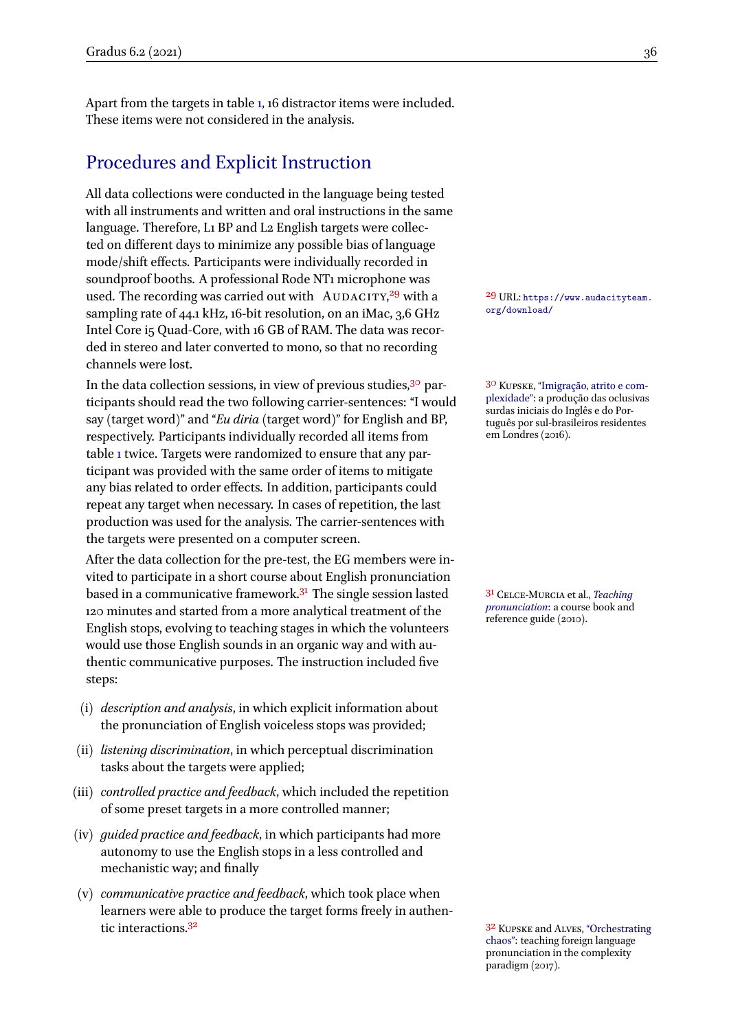Apart from the targets in table 1, 16 distractor items were included. These items were not considered in the analysis.

## Procedures and Explicit Instruction

All data collections were conducted in the language being tested with all instruments and written and oral instructions in the same language. Therefore, L1 BP and L2 English targets were collected on different days to minimize any possible bias of language mode/shift effects. Participants were individually recorded in soundproof booths. A professional Rode NT1 microphone was used. The recording was carried out with AUDACITY,[29] with a sampling rate of 44.1 kHz, 16-bit resolution, on an iMac, 3,6 GHz Intel Core i5 Quad-Core, with 16 GB of RAM. The data was recorded in stereo and later converted to mono, so that no recording channels were lost.

In the data collection sessions, in view of previous studies,[30] participants should read the two following carrier-sentences: "I would say (target word)" and "*Eu diria* (target word)" for English and BP, respectively. Participants individually recorded all items from table 1 twice. Targets were randomized to ensure that any participant was provided with the same order of items to mitigate any bias related to order effects. In addition, participants could repeat any target when necessary. In cases of repetition, the last production was used for the analysis. The carrier-sentences with the targets were presented on a computer screen.

After the data collection for the pre-test, the EG members were invited to participate in a short course about English pronunciation based in a communicative framework.[31] The single session lasted 120 minutes and started from a more analytical treatment of the English stops, evolving to teaching stages in which the volunteers would use those English sounds in an organic way and with authentic communicative purposes. The instruction included five steps:

(i) *description and analysis*, in which explicit information about the pronunciation of English voiceless stops was provided;

(ii) *listening discrimination*, in which perceptual discrimination tasks about the targets were applied;

(iii) *controlled practice and feedback*, which included the repetition of some preset targets in a more controlled manner;

(iv) *guided practice and feedback*, in which participants had more autonomy to use the English stops in a less controlled and mechanistic way; and finally

(v) *communicative practice and feedback*, which took place when learners were able to produce the target forms freely in authentic interactions.[32]

---

[29] URL: https://www.audacityteam.org/download/

[30] KUPSKE, "Imigração, atrito e complexidade": a produção das oclusivas surdas iniciais do Inglês e do Português por sul-brasileiros residentes em Londres (2016).

[31] CELCE-MURCIA et al., *Teaching pronunciation*: a course book and reference guide (2010).

[32] KUPSKE and ALVES, "Orchestrating chaos": teaching foreign language pronunciation in the complexity paradigm (2017).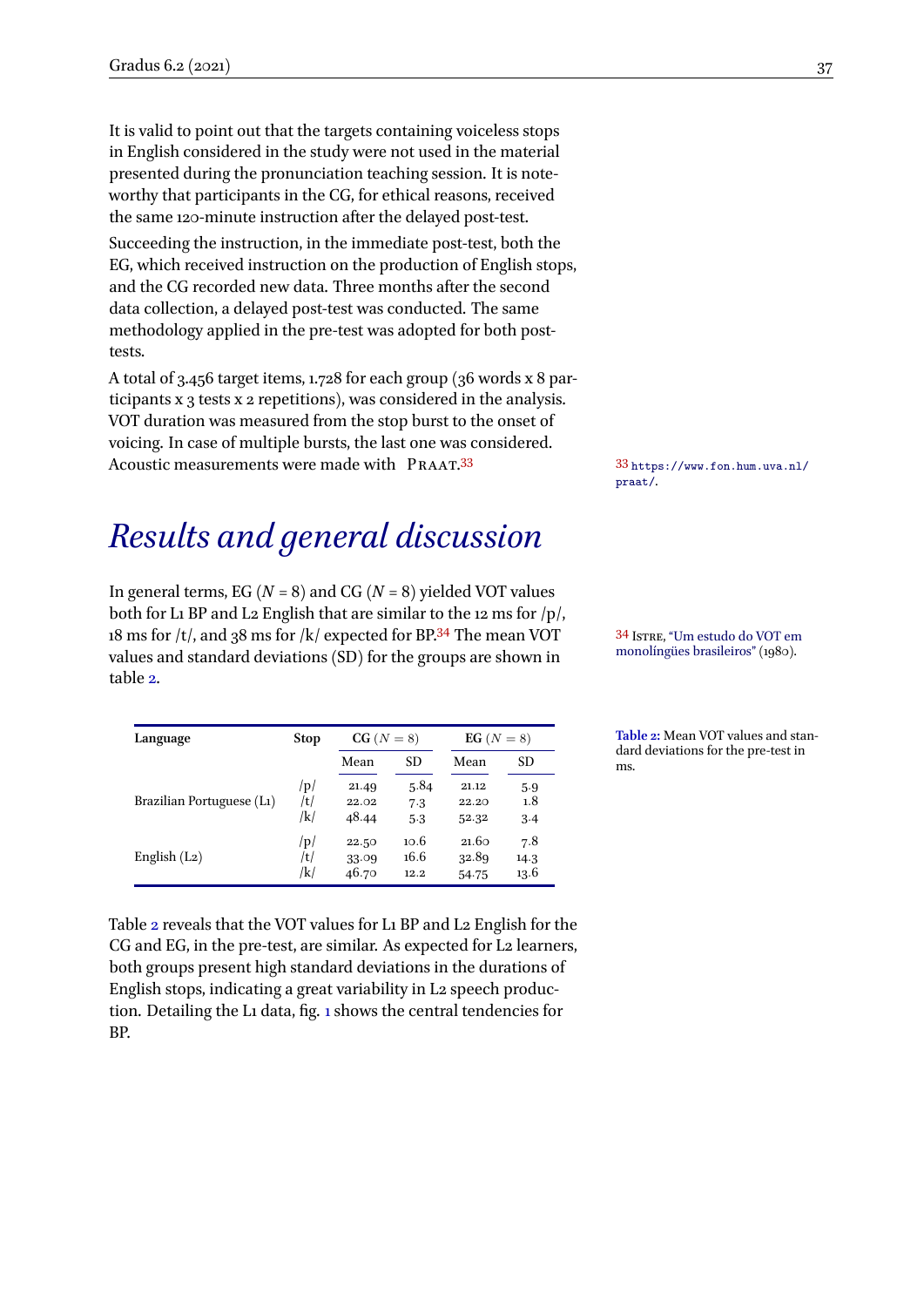It is valid to point out that the targets containing voiceless stops in English considered in the study were not used in the material presented during the pronunciation teaching session. It is noteworthy that participants in the CG, for ethical reasons, received the same 120-minute instruction after the delayed post-test.

Succeeding the instruction, in the immediate post-test, both the EG, which received instruction on the production of English stops, and the CG recorded new data. Three months after the second data collection, a delayed post-test was conducted. The same methodology applied in the pre-test was adopted for both post-tests.

A total of 3.456 target items, 1.728 for each group (36 words x 8 participants x 3 tests x 2 repetitions), was considered in the analysis. VOT duration was measured from the stop burst to the onset of voicing. In case of multiple bursts, the last one was considered. Acoustic measurements were made with PRAAT.[33]

[33] https://www.fon.hum.uva.nl/praat/.

# *Results and general discussion*

In general terms, EG ($N$ = 8) and CG ($N$ = 8) yielded VOT values both for L1 BP and L2 English that are similar to the 12 ms for /p/, 18 ms for /t/, and 38 ms for /k/ expected for BP.[34] The mean VOT values and standard deviations (SD) for the groups are shown in table 2.

[34] Istre, "Um estudo do VOT em monolíngües brasileiros" (1980).

| Language | Stop | CG ($N = 8$) | | EG ($N = 8$) | |
|---|---|---|---|---|---|
| | | Mean | SD | Mean | SD |
| Brazilian Portuguese (L1) | /p/ | 21.49 | 5.84 | 21.12 | 5.9 |
| | /t/ | 22.02 | 7.3 | 22.20 | 1.8 |
| | /k/ | 48.44 | 5.3 | 52.32 | 3.4 |
| English (L2) | /p/ | 22.50 | 10.6 | 21.60 | 7.8 |
| | /t/ | 33.09 | 16.6 | 32.89 | 14.3 |
| | /k/ | 46.70 | 12.2 | 54.75 | 13.6 |

**Table 2:** Mean VOT values and standard deviations for the pre-test in ms.

Table 2 reveals that the VOT values for L1 BP and L2 English for the CG and EG, in the pre-test, are similar. As expected for L2 learners, both groups present high standard deviations in the durations of English stops, indicating a great variability in L2 speech production. Detailing the L1 data, fig. 1 shows the central tendencies for BP.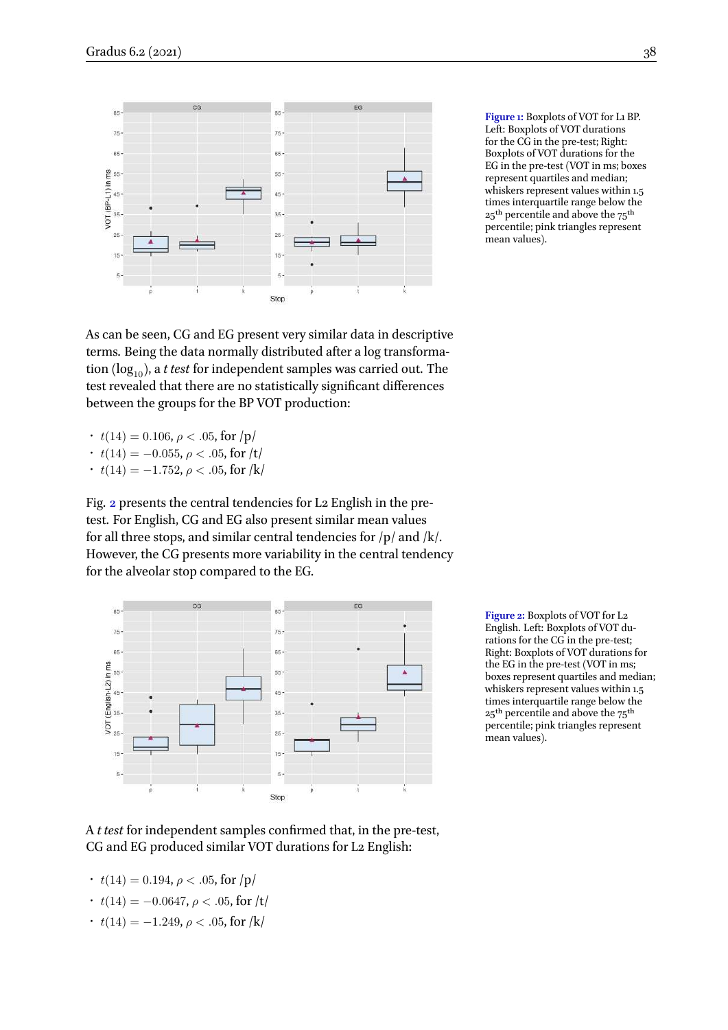Figure 1: Boxplots of VOT for L1 BP. Left: Boxplots of VOT durations for the CG in the pre-test; Right: Boxplots of VOT durations for the EG in the pre-test (VOT in ms; boxes represent quartiles and median; whiskers represent values within 1.5 times interquartile range below the 25th percentile and above the 75th percentile; pink triangles represent mean values).

As can be seen, CG and EG present very similar data in descriptive terms. Being the data normally distributed after a log transformation ($\log_{10}$), a *t test* for independent samples was carried out. The test revealed that there are no statistically significant differences between the groups for the BP VOT production:

- $t(14) = 0.106$, $\rho < .05$, for /p/
- $t(14) = -0.055$, $\rho < .05$, for /t/
- $t(14) = -1.752$, $\rho < .05$, for /k/

Fig. 2 presents the central tendencies for L2 English in the pre-test. For English, CG and EG also present similar mean values for all three stops, and similar central tendencies for /p/ and /k/. However, the CG presents more variability in the central tendency for the alveolar stop compared to the EG.

Figure 2: Boxplots of VOT for L2 English. Left: Boxplots of VOT durations for the CG in the pre-test; Right: Boxplots of VOT durations for the EG in the pre-test (VOT in ms; boxes represent quartiles and median; whiskers represent values within 1.5 times interquartile range below the 25th percentile and above the 75th percentile; pink triangles represent mean values).

A *t test* for independent samples confirmed that, in the pre-test, CG and EG produced similar VOT durations for L2 English:

- $t(14) = 0.194$, $\rho < .05$, for /p/
- $t(14) = -0.0647$, $\rho < .05$, for /t/
- $t(14) = -1.249$, $\rho < .05$, for /k/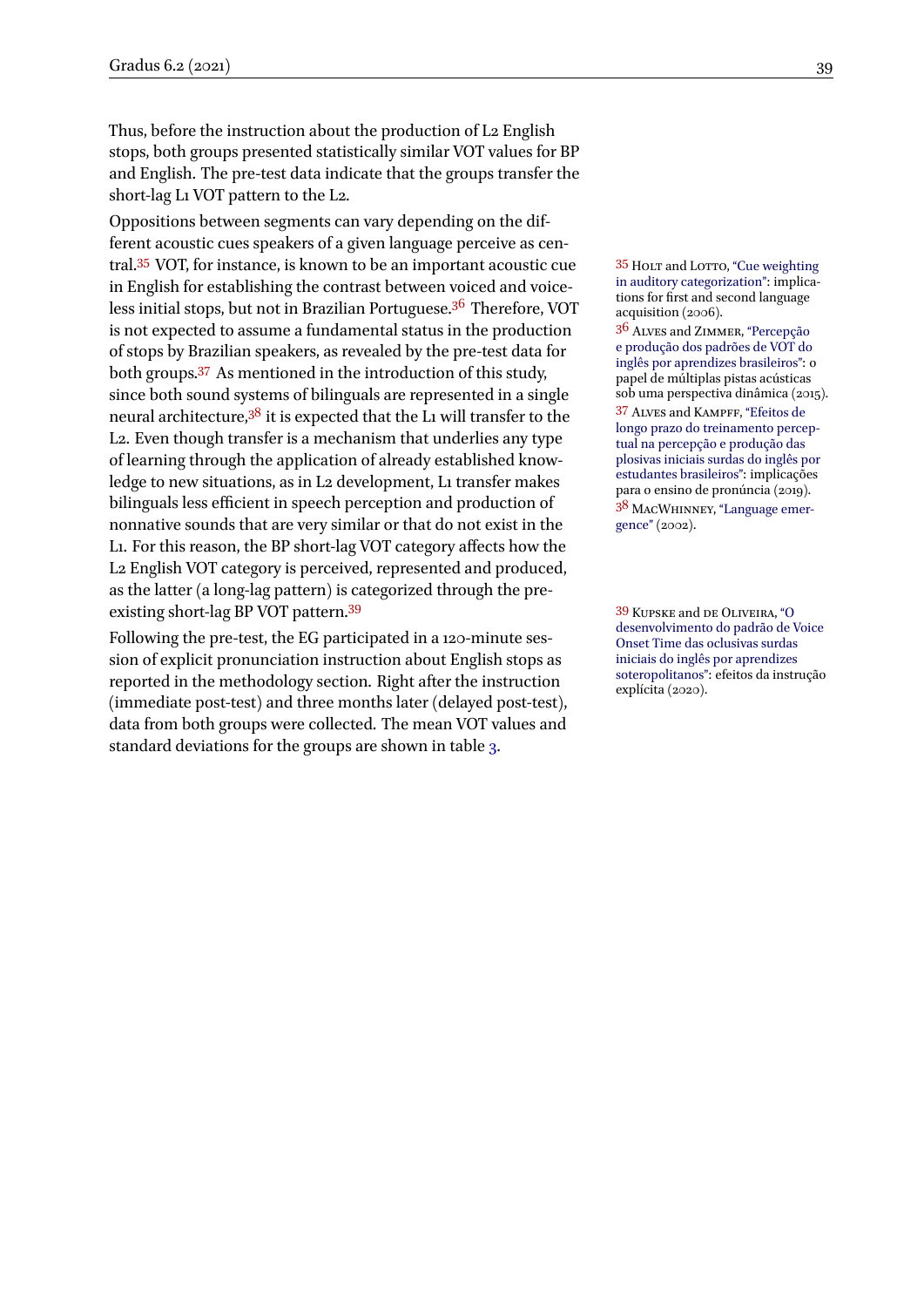Thus, before the instruction about the production of L2 English stops, both groups presented statistically similar VOT values for BP and English. The pre-test data indicate that the groups transfer the short-lag L1 VOT pattern to the L2.

Oppositions between segments can vary depending on the different acoustic cues speakers of a given language perceive as central.[35] VOT, for instance, is known to be an important acoustic cue in English for establishing the contrast between voiced and voiceless initial stops, but not in Brazilian Portuguese.[36] Therefore, VOT is not expected to assume a fundamental status in the production of stops by Brazilian speakers, as revealed by the pre-test data for both groups.[37] As mentioned in the introduction of this study, since both sound systems of bilinguals are represented in a single neural architecture,[38] it is expected that the L1 will transfer to the L2. Even though transfer is a mechanism that underlies any type of learning through the application of already established knowledge to new situations, as in L2 development, L1 transfer makes bilinguals less efficient in speech perception and production of nonnative sounds that are very similar or that do not exist in the L1. For this reason, the BP short-lag VOT category affects how the L2 English VOT category is perceived, represented and produced, as the latter (a long-lag pattern) is categorized through the pre-existing short-lag BP VOT pattern.[39]

Following the pre-test, the EG participated in a 120-minute session of explicit pronunciation instruction about English stops as reported in the methodology section. Right after the instruction (immediate post-test) and three months later (delayed post-test), data from both groups were collected. The mean VOT values and standard deviations for the groups are shown in table 3.

---

[35] Holt and Lotto, "Cue weighting in auditory categorization": implications for first and second language acquisition (2006).

[36] Alves and Zimmer, "Percepção e produção dos padrões de VOT do inglês por aprendizes brasileiros": o papel de múltiplas pistas acústicas sob uma perspectiva dinâmica (2015).

[37] Alves and Kampff, "Efeitos de longo prazo do treinamento perceptual na percepção e produção das plosivas iniciais surdas do inglês por estudantes brasileiros": implicações para o ensino de pronúncia (2019).

[38] MacWhinney, "Language emergence" (2002).

[39] Kupske and de Oliveira, "O desenvolvimento do padrão de Voice Onset Time das oclusivas surdas iniciais do inglês por aprendizes soteropolitanos": efeitos da instrução explícita (2020).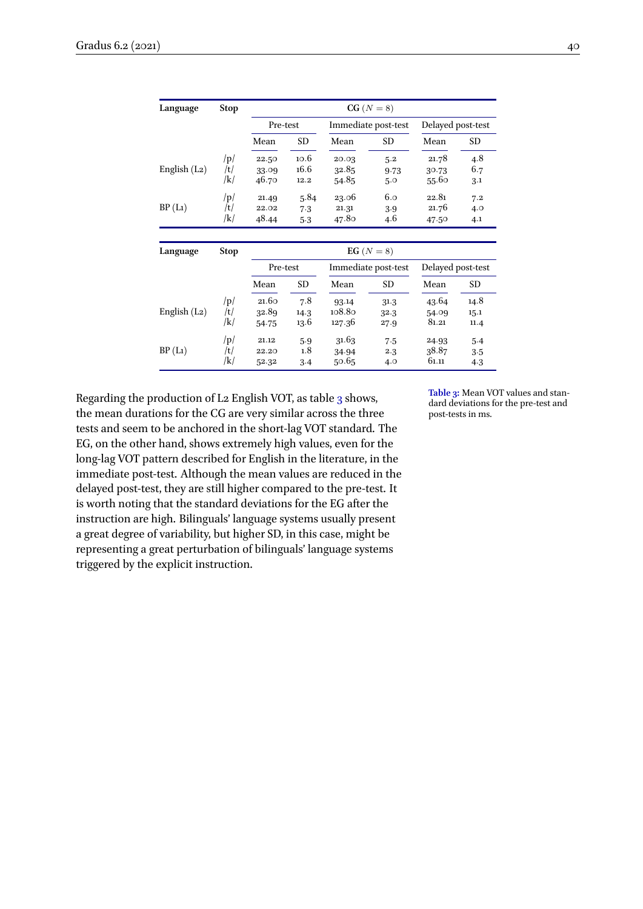| Language | Stop | CG ($N = 8$) | | | | | |
|---|---|---|---|---|---|---|---|
| | | Pre-test | | Immediate post-test | | Delayed post-test | |
| | | Mean | SD | Mean | SD | Mean | SD |
| English (L2) | /p/ | 22.50 | 10.6 | 20.03 | 5.2 | 21.78 | 4.8 |
| | /t/ | 33.09 | 16.6 | 32.85 | 9.73 | 30.73 | 6.7 |
| | /k/ | 46.70 | 12.2 | 54.85 | 5.0 | 55.60 | 3.1 |
| BP (L1) | /p/ | 21.49 | 5.84 | 23.06 | 6.0 | 22.81 | 7.2 |
| | /t/ | 22.02 | 7.3 | 21.31 | 3.9 | 21.76 | 4.0 |
| | /k/ | 48.44 | 5.3 | 47.80 | 4.6 | 47.50 | 4.1 |

| Language | Stop | EG ($N = 8$) | | | | | |
|---|---|---|---|---|---|---|---|
| | | Pre-test | | Immediate post-test | | Delayed post-test | |
| | | Mean | SD | Mean | SD | Mean | SD |
| English (L2) | /p/ | 21.60 | 7.8 | 93.14 | 31.3 | 43.64 | 14.8 |
| | /t/ | 32.89 | 14.3 | 108.80 | 32.3 | 54.09 | 15.1 |
| | /k/ | 54.75 | 13.6 | 127.36 | 27.9 | 81.21 | 11.4 |
| BP (L1) | /p/ | 21.12 | 5.9 | 31.63 | 7.5 | 24.93 | 5.4 |
| | /t/ | 22.20 | 1.8 | 34.94 | 2.3 | 38.87 | 3.5 |
| | /k/ | 52.32 | 3.4 | 50.65 | 4.0 | 61.11 | 4.3 |

**Table 3:** Mean VOT values and standard deviations for the pre-test and post-tests in ms.

Regarding the production of L2 English VOT, as table 3 shows, the mean durations for the CG are very similar across the three tests and seem to be anchored in the short-lag VOT standard. The EG, on the other hand, shows extremely high values, even for the long-lag VOT pattern described for English in the literature, in the immediate post-test. Although the mean values are reduced in the delayed post-test, they are still higher compared to the pre-test. It is worth noting that the standard deviations for the EG after the instruction are high. Bilinguals' language systems usually present a great degree of variability, but higher SD, in this case, might be representing a great perturbation of bilinguals' language systems triggered by the explicit instruction.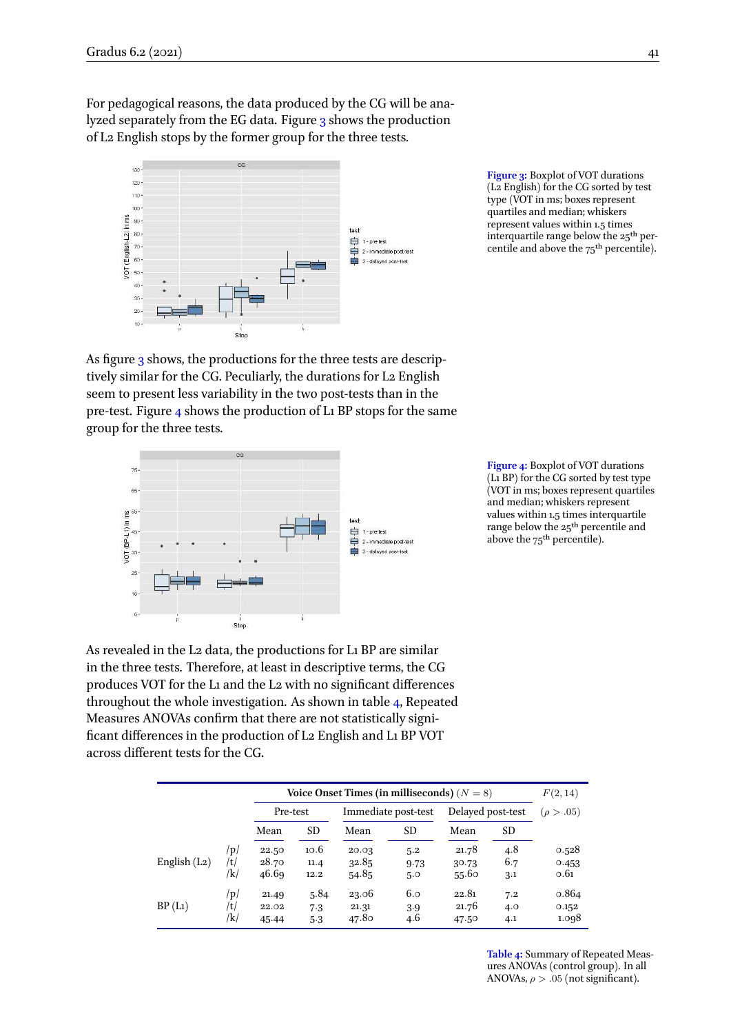For pedagogical reasons, the data produced by the CG will be analyzed separately from the EG data. Figure 3 shows the production of L2 English stops by the former group for the three tests.

Figure 3: Boxplot of VOT durations (L2 English) for the CG sorted by test type (VOT in ms; boxes represent quartiles and median; whiskers represent values within 1.5 times interquartile range below the 25th percentile and above the 75th percentile).

As figure 3 shows, the productions for the three tests are descriptively similar for the CG. Peculiarly, the durations for L2 English seem to present less variability in the two post-tests than in the pre-test. Figure 4 shows the production of L1 BP stops for the same group for the three tests.

Figure 4: Boxplot of VOT durations (L1 BP) for the CG sorted by test type (VOT in ms; boxes represent quartiles and median; whiskers represent values within 1.5 times interquartile range below the 25th percentile and above the 75th percentile).

As revealed in the L2 data, the productions for L1 BP are similar in the three tests. Therefore, at least in descriptive terms, the CG produces VOT for the L1 and the L2 with no significant differences throughout the whole investigation. As shown in table 4, Repeated Measures ANOVAs confirm that there are not statistically significant differences in the production of L2 English and L1 BP VOT across different tests for the CG.

| | | **Voice Onset Times (in milliseconds)** ($N = 8$) | | | | | | $F(2, 14)$ |
|---|---|---|---|---|---|---|---|---|
| | | Pre-test | | Immediate post-test | | Delayed post-test | | ($\rho > .05$) |
| | | Mean | SD | Mean | SD | Mean | SD | |
| English (L2) | /p/ | 22.50 | 10.6 | 20.03 | 5.2 | 21.78 | 4.8 | 0.528 |
| | /t/ | 28.70 | 11.4 | 32.85 | 9.73 | 30.73 | 6.7 | 0.453 |
| | /k/ | 46.69 | 12.2 | 54.85 | 5.0 | 55.60 | 3.1 | 0.61 |
| BP (L1) | /p/ | 21.49 | 5.84 | 23.06 | 6.0 | 22.81 | 7.2 | 0.864 |
| | /t/ | 22.02 | 7.3 | 21.31 | 3.9 | 21.76 | 4.0 | 0.152 |
| | /k/ | 45.44 | 5.3 | 47.80 | 4.6 | 47.50 | 4.1 | 1.098 |

Table 4: Summary of Repeated Measures ANOVAs (control group). In all ANOVAs, $\rho > .05$ (not significant).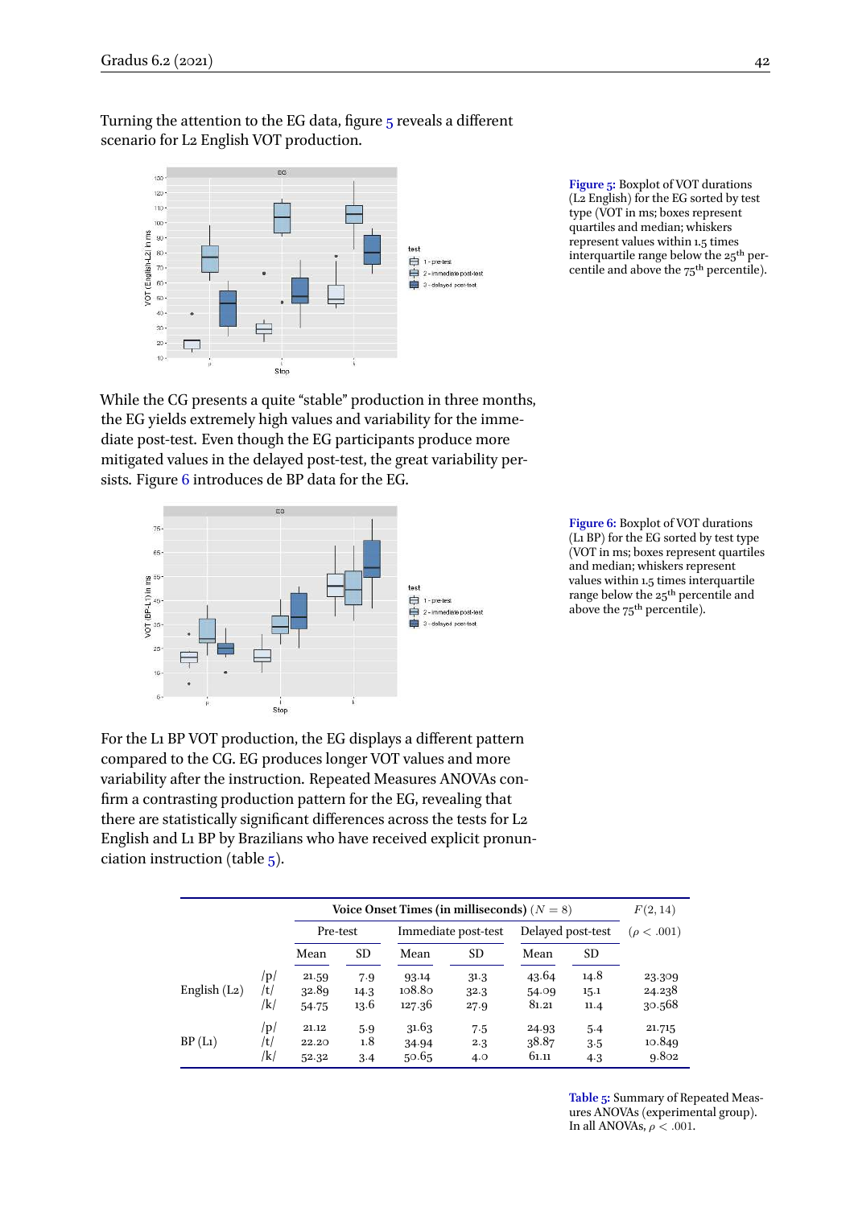Turning the attention to the EG data, figure 5 reveals a different scenario for L2 English VOT production.

Figure 5: Boxplot of VOT durations (L2 English) for the EG sorted by test type (VOT in ms; boxes represent quartiles and median; whiskers represent values within 1.5 times interquartile range below the 25th percentile and above the 75th percentile).

While the CG presents a quite "stable" production in three months, the EG yields extremely high values and variability for the immediate post-test. Even though the EG participants produce more mitigated values in the delayed post-test, the great variability persists. Figure 6 introduces de BP data for the EG.

Figure 6: Boxplot of VOT durations (L1 BP) for the EG sorted by test type (VOT in ms; boxes represent quartiles and median; whiskers represent values within 1.5 times interquartile range below the 25th percentile and above the 75th percentile).

For the L1 BP VOT production, the EG displays a different pattern compared to the CG. EG produces longer VOT values and more variability after the instruction. Repeated Measures ANOVAs confirm a contrasting production pattern for the EG, revealing that there are statistically significant differences across the tests for L2 English and L1 BP by Brazilians who have received explicit pronunciation instruction (table 5).

| | | Voice Onset Times (in milliseconds) ($N = 8$) | | | | | | $F(2, 14)$ |
|---|---|---|---|---|---|---|---|---|
| | | Pre-test | | Immediate post-test | | Delayed post-test | | ($\rho < .001$) |
| | | Mean | SD | Mean | SD | Mean | SD | |
| English (L2) | /p/ | 21.59 | 7.9 | 93.14 | 31.3 | 43.64 | 14.8 | 23.309 |
| | /t/ | 32.89 | 14.3 | 108.80 | 32.3 | 54.09 | 15.1 | 24.238 |
| | /k/ | 54.75 | 13.6 | 127.36 | 27.9 | 81.21 | 11.4 | 30.568 |
| BP (L1) | /p/ | 21.12 | 5.9 | 31.63 | 7.5 | 24.93 | 5.4 | 21.715 |
| | /t/ | 22.20 | 1.8 | 34.94 | 2.3 | 38.87 | 3.5 | 10.849 |
| | /k/ | 52.32 | 3.4 | 50.65 | 4.0 | 61.11 | 4.3 | 9.802 |

Table 5: Summary of Repeated Measures ANOVAs (experimental group). In all ANOVAs, $\rho < .001$.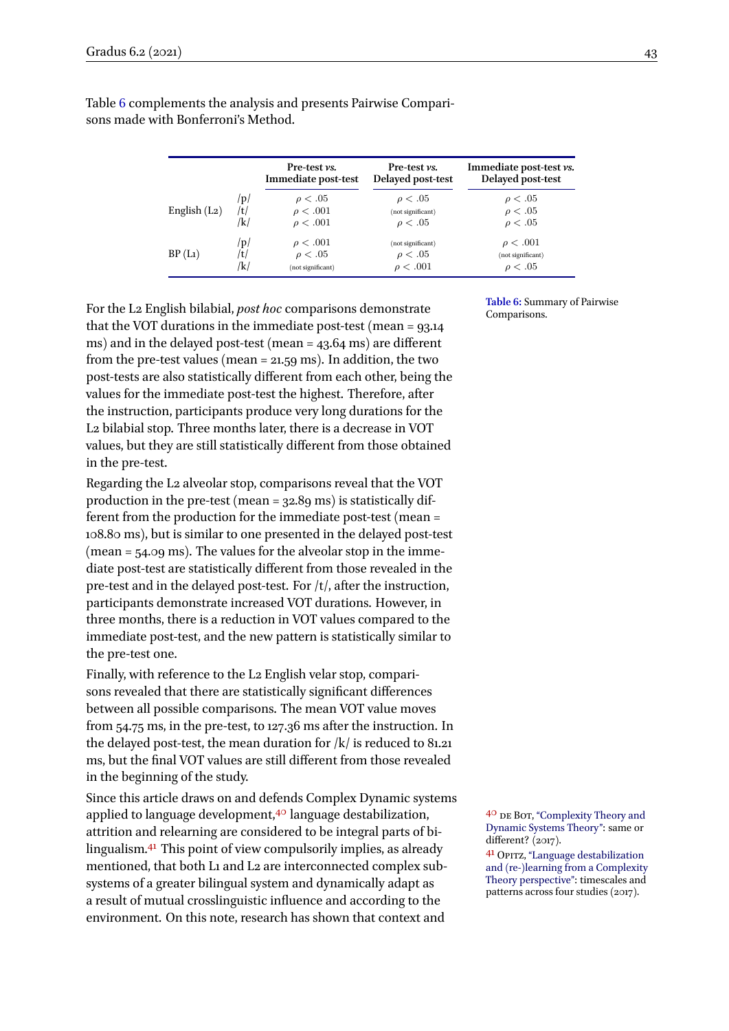Table 6 complements the analysis and presents Pairwise Comparisons made with Bonferroni's Method.

| | | Pre-test *vs.* Immediate post-test | Pre-test *vs.* Delayed post-test | Immediate post-test *vs.* Delayed post-test |
|---|---|---|---|---|
| English (L2) | /p/ | $\rho < .05$ | $\rho < .05$ | $\rho < .05$ |
| | /t/ | $\rho < .001$ | (not significant) | $\rho < .05$ |
| | /k/ | $\rho < .001$ | $\rho < .05$ | $\rho < .05$ |
| BP (L1) | /p/ | $\rho < .001$ | (not significant) | $\rho < .001$ |
| | /t/ | $\rho < .05$ | $\rho < .05$ | (not significant) |
| | /k/ | (not significant) | $\rho < .001$ | $\rho < .05$ |

**Table 6:** Summary of Pairwise Comparisons.

For the L2 English bilabial, *post hoc* comparisons demonstrate that the VOT durations in the immediate post-test (mean = 93.14 ms) and in the delayed post-test (mean = 43.64 ms) are different from the pre-test values (mean = 21.59 ms). In addition, the two post-tests are also statistically different from each other, being the values for the immediate post-test the highest. Therefore, after the instruction, participants produce very long durations for the L2 bilabial stop. Three months later, there is a decrease in VOT values, but they are still statistically different from those obtained in the pre-test.

Regarding the L2 alveolar stop, comparisons reveal that the VOT production in the pre-test (mean = 32.89 ms) is statistically different from the production for the immediate post-test (mean = 108.80 ms), but is similar to one presented in the delayed post-test (mean = 54.09 ms). The values for the alveolar stop in the immediate post-test are statistically different from those revealed in the pre-test and in the delayed post-test. For /t/, after the instruction, participants demonstrate increased VOT durations. However, in three months, there is a reduction in VOT values compared to the immediate post-test, and the new pattern is statistically similar to the pre-test one.

Finally, with reference to the L2 English velar stop, comparisons revealed that there are statistically significant differences between all possible comparisons. The mean VOT value moves from 54.75 ms, in the pre-test, to 127.36 ms after the instruction. In the delayed post-test, the mean duration for /k/ is reduced to 81.21 ms, but the final VOT values are still different from those revealed in the beginning of the study.

Since this article draws on and defends Complex Dynamic systems applied to language development,[40] language destabilization, attrition and relearning are considered to be integral parts of bilingualism.[41] This point of view compulsorily implies, as already mentioned, that both L1 and L2 are interconnected complex subsystems of a greater bilingual system and dynamically adapt as a result of mutual crosslinguistic influence and according to the environment. On this note, research has shown that context and

[40] de Bot, "Complexity Theory and Dynamic Systems Theory": same or different? (2017).

[41] Opitz, "Language destabilization and (re-)learning from a Complexity Theory perspective": timescales and patterns across four studies (2017).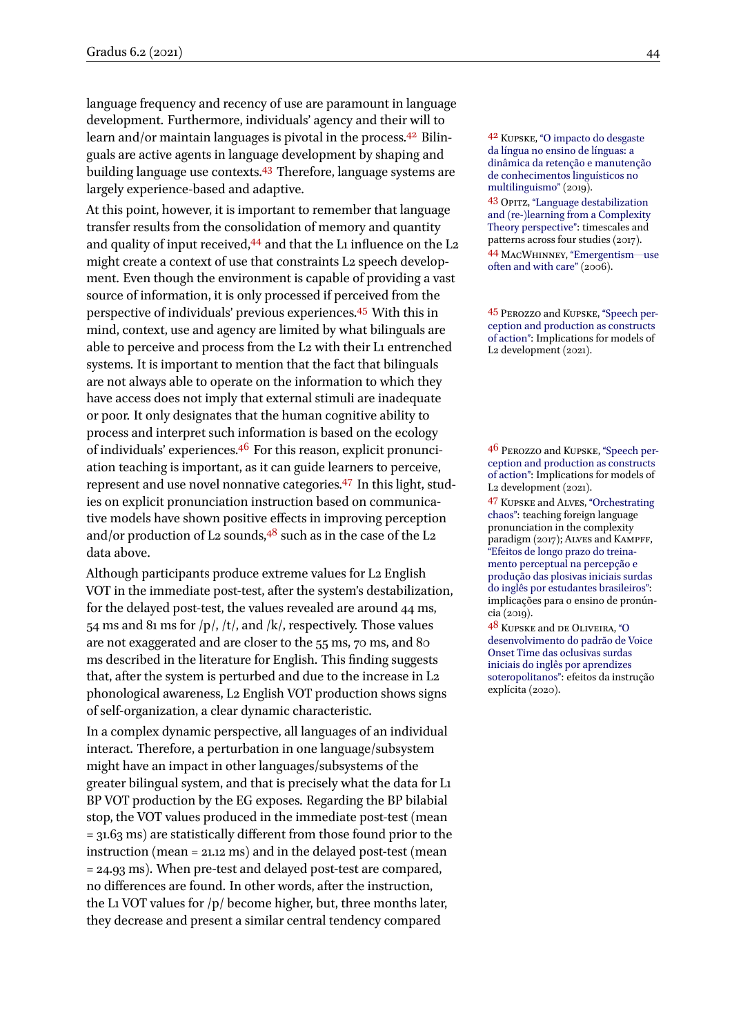language frequency and recency of use are paramount in language development. Furthermore, individuals' agency and their will to learn and/or maintain languages is pivotal in the process.[42] Bilinguals are active agents in language development by shaping and building language use contexts.[43] Therefore, language systems are largely experience-based and adaptive.

At this point, however, it is important to remember that language transfer results from the consolidation of memory and quantity and quality of input received,[44] and that the L1 influence on the L2 might create a context of use that constraints L2 speech development. Even though the environment is capable of providing a vast source of information, it is only processed if perceived from the perspective of individuals' previous experiences.[45] With this in mind, context, use and agency are limited by what bilinguals are able to perceive and process from the L2 with their L1 entrenched systems. It is important to mention that the fact that bilinguals are not always able to operate on the information to which they have access does not imply that external stimuli are inadequate or poor. It only designates that the human cognitive ability to process and interpret such information is based on the ecology of individuals' experiences.[46] For this reason, explicit pronunciation teaching is important, as it can guide learners to perceive, represent and use novel nonnative categories.[47] In this light, studies on explicit pronunciation instruction based on communicative models have shown positive effects in improving perception and/or production of L2 sounds,[48] such as in the case of the L2 data above.

Although participants produce extreme values for L2 English VOT in the immediate post-test, after the system's destabilization, for the delayed post-test, the values revealed are around 44 ms, 54 ms and 81 ms for /p/, /t/, and /k/, respectively. Those values are not exaggerated and are closer to the 55 ms, 70 ms, and 80 ms described in the literature for English. This finding suggests that, after the system is perturbed and due to the increase in L2 phonological awareness, L2 English VOT production shows signs of self-organization, a clear dynamic characteristic.

In a complex dynamic perspective, all languages of an individual interact. Therefore, a perturbation in one language/subsystem might have an impact in other languages/subsystems of the greater bilingual system, and that is precisely what the data for L1 BP VOT production by the EG exposes. Regarding the BP bilabial stop, the VOT values produced in the immediate post-test (mean = 31.63 ms) are statistically different from those found prior to the instruction (mean = 21.12 ms) and in the delayed post-test (mean = 24.93 ms). When pre-test and delayed post-test are compared, no differences are found. In other words, after the instruction, the L1 VOT values for /p/ become higher, but, three months later, they decrease and present a similar central tendency compared

---

[42] Kupske, "O impacto do desgaste da língua no ensino de línguas: a dinâmica da retenção e manutenção de conhecimentos linguísticos no multilinguismo" (2019).

[43] Opitz, "Language destabilization and (re-)learning from a Complexity Theory perspective": timescales and patterns across four studies (2017).

[44] MacWhinney, "Emergentism—use often and with care" (2006).

[45] Perozzo and Kupske, "Speech perception and production as constructs of action": Implications for models of L2 development (2021).

[46] Perozzo and Kupske, "Speech perception and production as constructs of action": Implications for models of L2 development (2021).

[47] Kupske and Alves, "Orchestrating chaos": teaching foreign language pronunciation in the complexity paradigm (2017); Alves and Kampff, "Efeitos de longo prazo do treinamento perceptual na percepção e produção das plosivas iniciais surdas do inglês por estudantes brasileiros": implicações para o ensino de pronúncia (2019).

[48] Kupske and de Oliveira, "O desenvolvimento do padrão de Voice Onset Time das oclusivas surdas iniciais do inglês por aprendizes soteropolitanos": efeitos da instrução explícita (2020).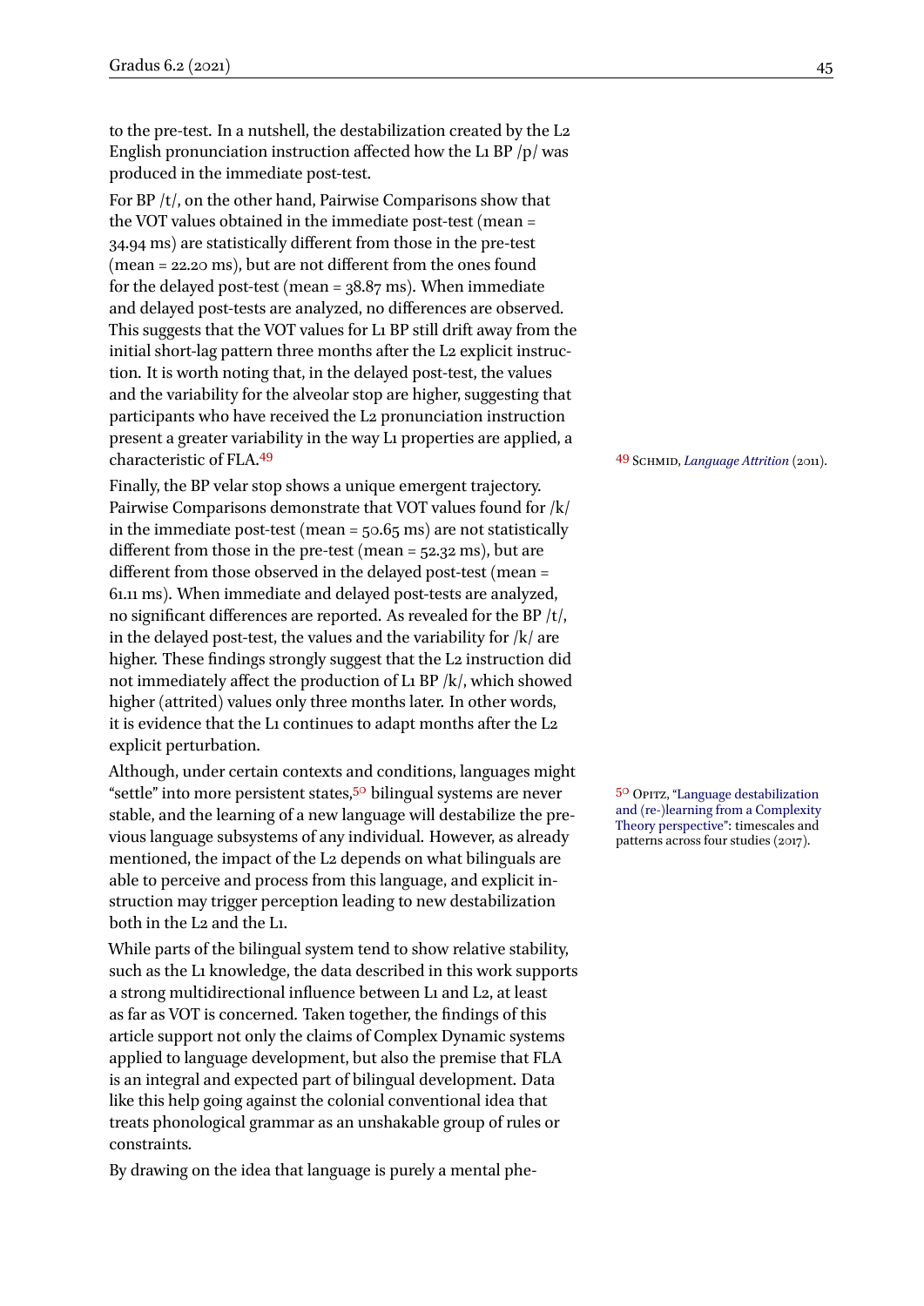to the pre-test. In a nutshell, the destabilization created by the L2 English pronunciation instruction affected how the L1 BP /p/ was produced in the immediate post-test.

For BP /t/, on the other hand, Pairwise Comparisons show that the VOT values obtained in the immediate post-test (mean = 34.94 ms) are statistically different from those in the pre-test (mean = 22.20 ms), but are not different from the ones found for the delayed post-test (mean = 38.87 ms). When immediate and delayed post-tests are analyzed, no differences are observed. This suggests that the VOT values for L1 BP still drift away from the initial short-lag pattern three months after the L2 explicit instruction. It is worth noting that, in the delayed post-test, the values and the variability for the alveolar stop are higher, suggesting that participants who have received the L2 pronunciation instruction present a greater variability in the way L1 properties are applied, a characteristic of FLA.[49]

[49] Schmid, *Language Attrition* (2011).

Finally, the BP velar stop shows a unique emergent trajectory. Pairwise Comparisons demonstrate that VOT values found for /k/ in the immediate post-test (mean = 50.65 ms) are not statistically different from those in the pre-test (mean = 52.32 ms), but are different from those observed in the delayed post-test (mean = 61.11 ms). When immediate and delayed post-tests are analyzed, no significant differences are reported. As revealed for the BP /t/, in the delayed post-test, the values and the variability for /k/ are higher. These findings strongly suggest that the L2 instruction did not immediately affect the production of L1 BP /k/, which showed higher (attrited) values only three months later. In other words, it is evidence that the L1 continues to adapt months after the L2 explicit perturbation.

Although, under certain contexts and conditions, languages might "settle" into more persistent states,[50] bilingual systems are never stable, and the learning of a new language will destabilize the previous language subsystems of any individual. However, as already mentioned, the impact of the L2 depends on what bilinguals are able to perceive and process from this language, and explicit instruction may trigger perception leading to new destabilization both in the L2 and the L1.

[50] Opitz, "Language destabilization and (re-)learning from a Complexity Theory perspective": timescales and patterns across four studies (2017).

While parts of the bilingual system tend to show relative stability, such as the L1 knowledge, the data described in this work supports a strong multidirectional influence between L1 and L2, at least as far as VOT is concerned. Taken together, the findings of this article support not only the claims of Complex Dynamic systems applied to language development, but also the premise that FLA is an integral and expected part of bilingual development. Data like this help going against the colonial conventional idea that treats phonological grammar as an unshakable group of rules or constraints.

By drawing on the idea that language is purely a mental phe-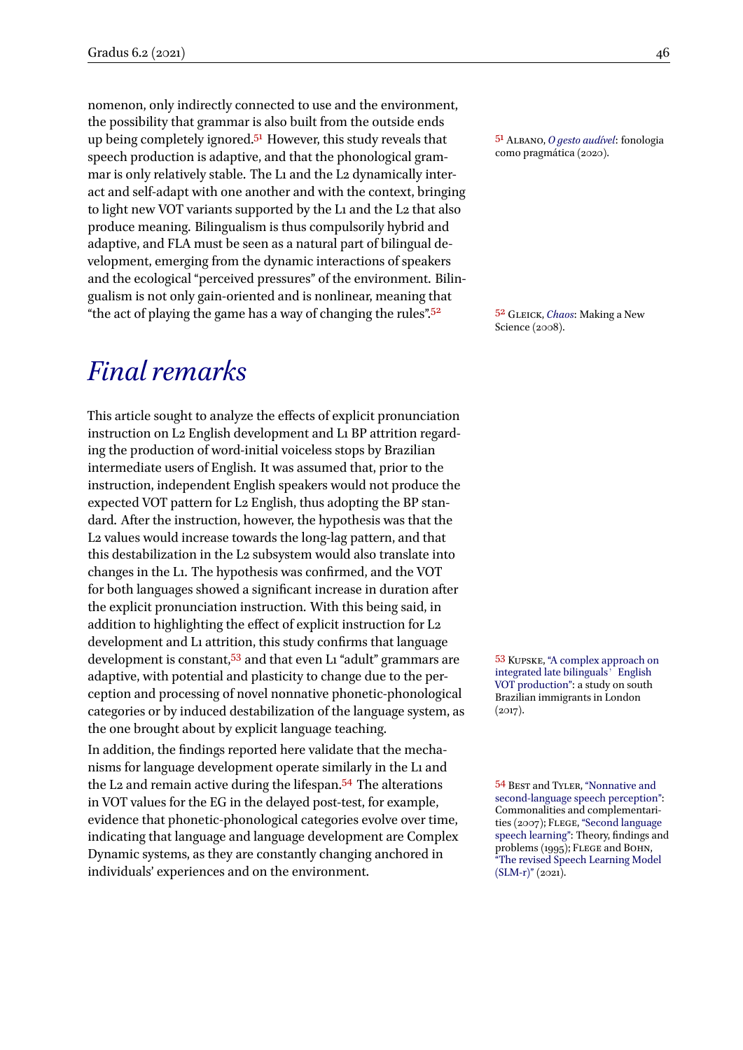nomenon, only indirectly connected to use and the environment, the possibility that grammar is also built from the outside ends up being completely ignored.[51] However, this study reveals that speech production is adaptive, and that the phonological grammar is only relatively stable. The L1 and the L2 dynamically interact and self-adapt with one another and with the context, bringing to light new VOT variants supported by the L1 and the L2 that also produce meaning. Bilingualism is thus compulsorily hybrid and adaptive, and FLA must be seen as a natural part of bilingual development, emerging from the dynamic interactions of speakers and the ecological "perceived pressures" of the environment. Bilingualism is not only gain-oriented and is nonlinear, meaning that "the act of playing the game has a way of changing the rules".[52]

[51] Albano, *O gesto audível*: fonologia como pragmática (2020).

[52] Gleick, *Chaos*: Making a New Science (2008).

# *Final remarks*

This article sought to analyze the effects of explicit pronunciation instruction on L2 English development and L1 BP attrition regarding the production of word-initial voiceless stops by Brazilian intermediate users of English. It was assumed that, prior to the instruction, independent English speakers would not produce the expected VOT pattern for L2 English, thus adopting the BP standard. After the instruction, however, the hypothesis was that the L2 values would increase towards the long-lag pattern, and that this destabilization in the L2 subsystem would also translate into changes in the L1. The hypothesis was confirmed, and the VOT for both languages showed a significant increase in duration after the explicit pronunciation instruction. With this being said, in addition to highlighting the effect of explicit instruction for L2 development and L1 attrition, this study confirms that language development is constant,[53] and that even L1 "adult" grammars are adaptive, with potential and plasticity to change due to the perception and processing of novel nonnative phonetic-phonological categories or by induced destabilization of the language system, as the one brought about by explicit language teaching.

In addition, the findings reported here validate that the mechanisms for language development operate similarly in the L1 and the L2 and remain active during the lifespan.[54] The alterations in VOT values for the EG in the delayed post-test, for example, evidence that phonetic-phonological categories evolve over time, indicating that language and language development are Complex Dynamic systems, as they are constantly changing anchored in individuals' experiences and on the environment.

[53] Kupske, "A complex approach on integrated late bilinguals' English VOT production": a study on south Brazilian immigrants in London (2017).

[54] Best and Tyler, "Nonnative and second-language speech perception": Commonalities and complementarities (2007); Flege, "Second language speech learning": Theory, findings and problems (1995); Flege and Bohn, "The revised Speech Learning Model (SLM-r)" (2021).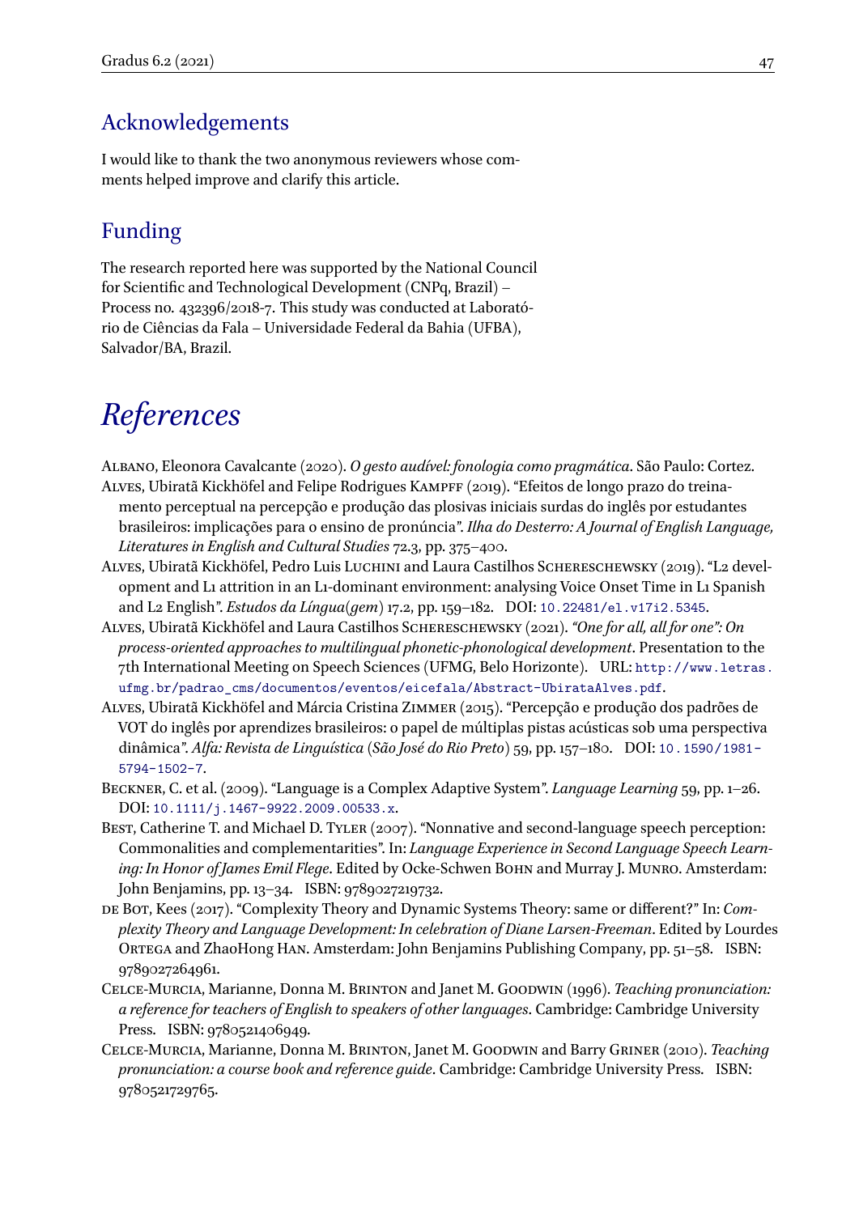## Acknowledgements

I would like to thank the two anonymous reviewers whose comments helped improve and clarify this article.

## Funding

The research reported here was supported by the National Council for Scientific and Technological Development (CNPq, Brazil) – Process no. 432396/2018-7. This study was conducted at Laboratório de Ciências da Fala – Universidade Federal da Bahia (UFBA), Salvador/BA, Brazil.

# References

Albano, Eleonora Cavalcante (2020). *O gesto audível: fonologia como pragmática*. São Paulo: Cortez.

Alves, Ubiratã Kickhöfel and Felipe Rodrigues Kampff (2019). "Efeitos de longo prazo do treinamento perceptual na percepção e produção das plosivas iniciais surdas do inglês por estudantes brasileiros: implicações para o ensino de pronúncia". *Ilha do Desterro: A Journal of English Language, Literatures in English and Cultural Studies* 72.3, pp. 375–400.

Alves, Ubiratã Kickhöfel, Pedro Luis Luchini and Laura Castilhos Schereschewsky (2019). "L2 development and L1 attrition in an L1-dominant environment: analysing Voice Onset Time in L1 Spanish and L2 English". *Estudos da Língua(gem)* 17.2, pp. 159–182. DOI: 10.22481/el.v17i2.5345.

Alves, Ubiratã Kickhöfel and Laura Castilhos Schereschewsky (2021). *"One for all, all for one": On process-oriented approaches to multilingual phonetic-phonological development*. Presentation to the 7th International Meeting on Speech Sciences (UFMG, Belo Horizonte). URL: http://www.letras.ufmg.br/padrao_cms/documentos/eventos/eicefala/Abstract-UbirataAlves.pdf.

Alves, Ubiratã Kickhöfel and Márcia Cristina Zimmer (2015). "Percepção e produção dos padrões de VOT do inglês por aprendizes brasileiros: o papel de múltiplas pistas acústicas sob uma perspectiva dinâmica". *Alfa: Revista de Linguística (São José do Rio Preto)* 59, pp. 157–180. DOI: 10.1590/1981-5794-1502-7.

Beckner, C. et al. (2009). "Language is a Complex Adaptive System". *Language Learning* 59, pp. 1–26. DOI: 10.1111/j.1467-9922.2009.00533.x.

Best, Catherine T. and Michael D. Tyler (2007). "Nonnative and second-language speech perception: Commonalities and complementarities". In: *Language Experience in Second Language Speech Learning: In Honor of James Emil Flege*. Edited by Ocke-Schwen Bohn and Murray J. Munro. Amsterdam: John Benjamins, pp. 13–34. ISBN: 9789027219732.

de Bot, Kees (2017). "Complexity Theory and Dynamic Systems Theory: same or different?" In: *Complexity Theory and Language Development: In celebration of Diane Larsen-Freeman*. Edited by Lourdes Ortega and ZhaoHong Han. Amsterdam: John Benjamins Publishing Company, pp. 51–58. ISBN: 9789027264961.

Celce-Murcia, Marianne, Donna M. Brinton and Janet M. Goodwin (1996). *Teaching pronunciation: a reference for teachers of English to speakers of other languages*. Cambridge: Cambridge University Press. ISBN: 9780521406949.

Celce-Murcia, Marianne, Donna M. Brinton, Janet M. Goodwin and Barry Griner (2010). *Teaching pronunciation: a course book and reference guide*. Cambridge: Cambridge University Press. ISBN: 9780521729765.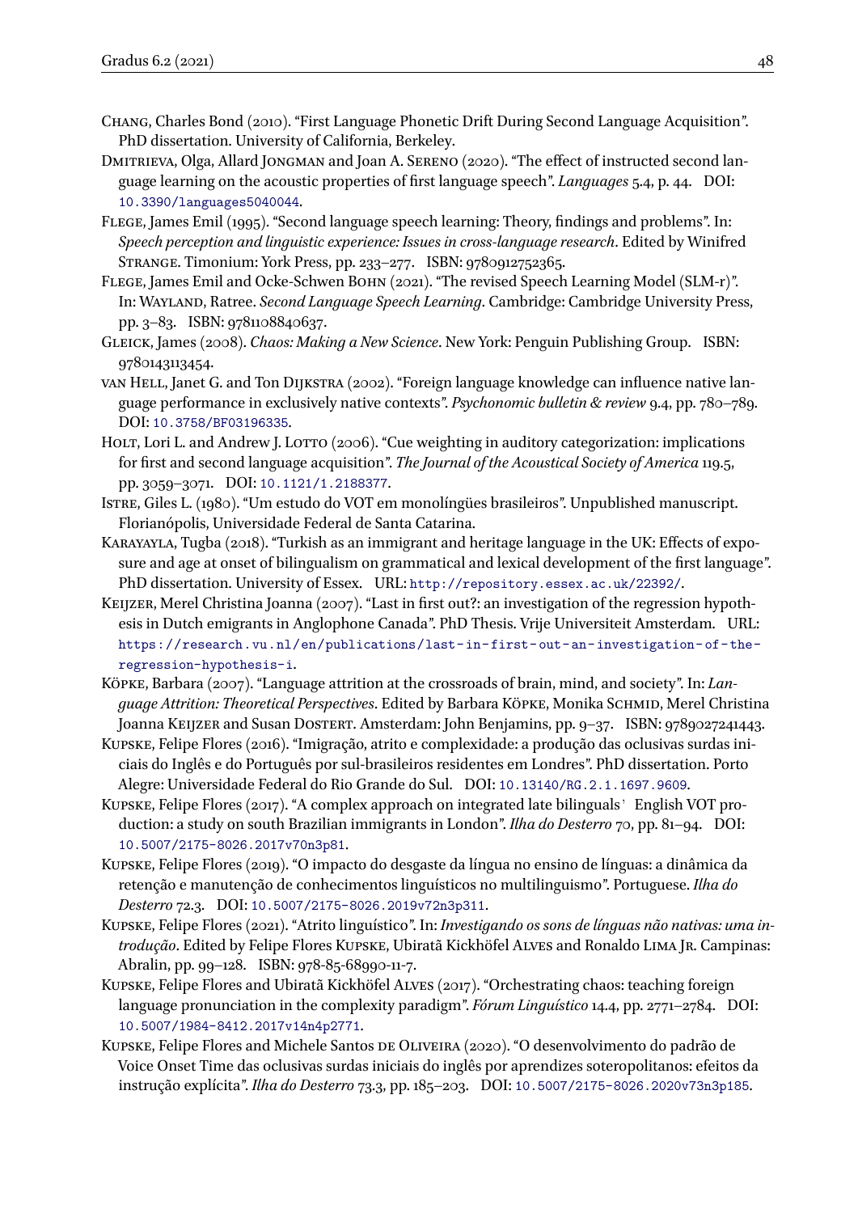Chang, Charles Bond (2010). "First Language Phonetic Drift During Second Language Acquisition". PhD dissertation. University of California, Berkeley.

Dmitrieva, Olga, Allard Jongman and Joan A. Sereno (2020). "The effect of instructed second language learning on the acoustic properties of first language speech". *Languages* 5.4, p. 44. DOI: 10.3390/languages5040044.

Flege, James Emil (1995). "Second language speech learning: Theory, findings and problems". In: *Speech perception and linguistic experience: Issues in cross-language research*. Edited by Winifred Strange. Timonium: York Press, pp. 233–277. ISBN: 9780912752365.

Flege, James Emil and Ocke-Schwen Bohn (2021). "The revised Speech Learning Model (SLM-r)". In: Wayland, Ratree. *Second Language Speech Learning*. Cambridge: Cambridge University Press, pp. 3–83. ISBN: 9781108840637.

Gleick, James (2008). *Chaos: Making a New Science*. New York: Penguin Publishing Group. ISBN: 9780143113454.

van Hell, Janet G. and Ton Dijkstra (2002). "Foreign language knowledge can influence native language performance in exclusively native contexts". *Psychonomic bulletin & review* 9.4, pp. 780–789. DOI: 10.3758/BF03196335.

Holt, Lori L. and Andrew J. Lotto (2006). "Cue weighting in auditory categorization: implications for first and second language acquisition". *The Journal of the Acoustical Society of America* 119.5, pp. 3059–3071. DOI: 10.1121/1.2188377.

Istre, Giles L. (1980). "Um estudo do VOT em monolíngües brasileiros". Unpublished manuscript. Florianópolis, Universidade Federal de Santa Catarina.

Karayayla, Tugba (2018). "Turkish as an immigrant and heritage language in the UK: Effects of exposure and age at onset of bilingualism on grammatical and lexical development of the first language". PhD dissertation. University of Essex. URL: http://repository.essex.ac.uk/22392/.

Keijzer, Merel Christina Joanna (2007). "Last in first out?: an investigation of the regression hypothesis in Dutch emigrants in Anglophone Canada". PhD Thesis. Vrije Universiteit Amsterdam. URL: https://research.vu.nl/en/publications/last-in-first-out-an-investigation-of-the-regression-hypothesis-i.

Köpke, Barbara (2007). "Language attrition at the crossroads of brain, mind, and society". In: *Language Attrition: Theoretical Perspectives*. Edited by Barbara Köpke, Monika Schmid, Merel Christina Joanna Keijzer and Susan Dostert. Amsterdam: John Benjamins, pp. 9–37. ISBN: 9789027241443.

Kupske, Felipe Flores (2016). "Imigração, atrito e complexidade: a produção das oclusivas surdas iniciais do Inglês e do Português por sul-brasileiros residentes em Londres". PhD dissertation. Porto Alegre: Universidade Federal do Rio Grande do Sul. DOI: 10.13140/RG.2.1.1697.9609.

Kupske, Felipe Flores (2017). "A complex approach on integrated late bilinguals' English VOT production: a study on south Brazilian immigrants in London". *Ilha do Desterro* 70, pp. 81–94. DOI: 10.5007/2175-8026.2017v70n3p81.

Kupske, Felipe Flores (2019). "O impacto do desgaste da língua no ensino de línguas: a dinâmica da retenção e manutenção de conhecimentos linguísticos no multilinguismo". Portuguese. *Ilha do Desterro* 72.3. DOI: 10.5007/2175-8026.2019v72n3p311.

Kupske, Felipe Flores (2021). "Atrito linguístico". In: *Investigando os sons de línguas não nativas: uma introdução*. Edited by Felipe Flores Kupske, Ubiratã Kickhöfel Alves and Ronaldo Lima Jr. Campinas: Abralin, pp. 99–128. ISBN: 978-85-68990-11-7.

Kupske, Felipe Flores and Ubiratã Kickhöfel Alves (2017). "Orchestrating chaos: teaching foreign language pronunciation in the complexity paradigm". *Fórum Linguístico* 14.4, pp. 2771–2784. DOI: 10.5007/1984-8412.2017v14n4p2771.

Kupske, Felipe Flores and Michele Santos de Oliveira (2020). "O desenvolvimento do padrão de Voice Onset Time das oclusivas surdas iniciais do inglês por aprendizes soteropolitanos: efeitos da instrução explícita". *Ilha do Desterro* 73.3, pp. 185–203. DOI: 10.5007/2175-8026.2020v73n3p185.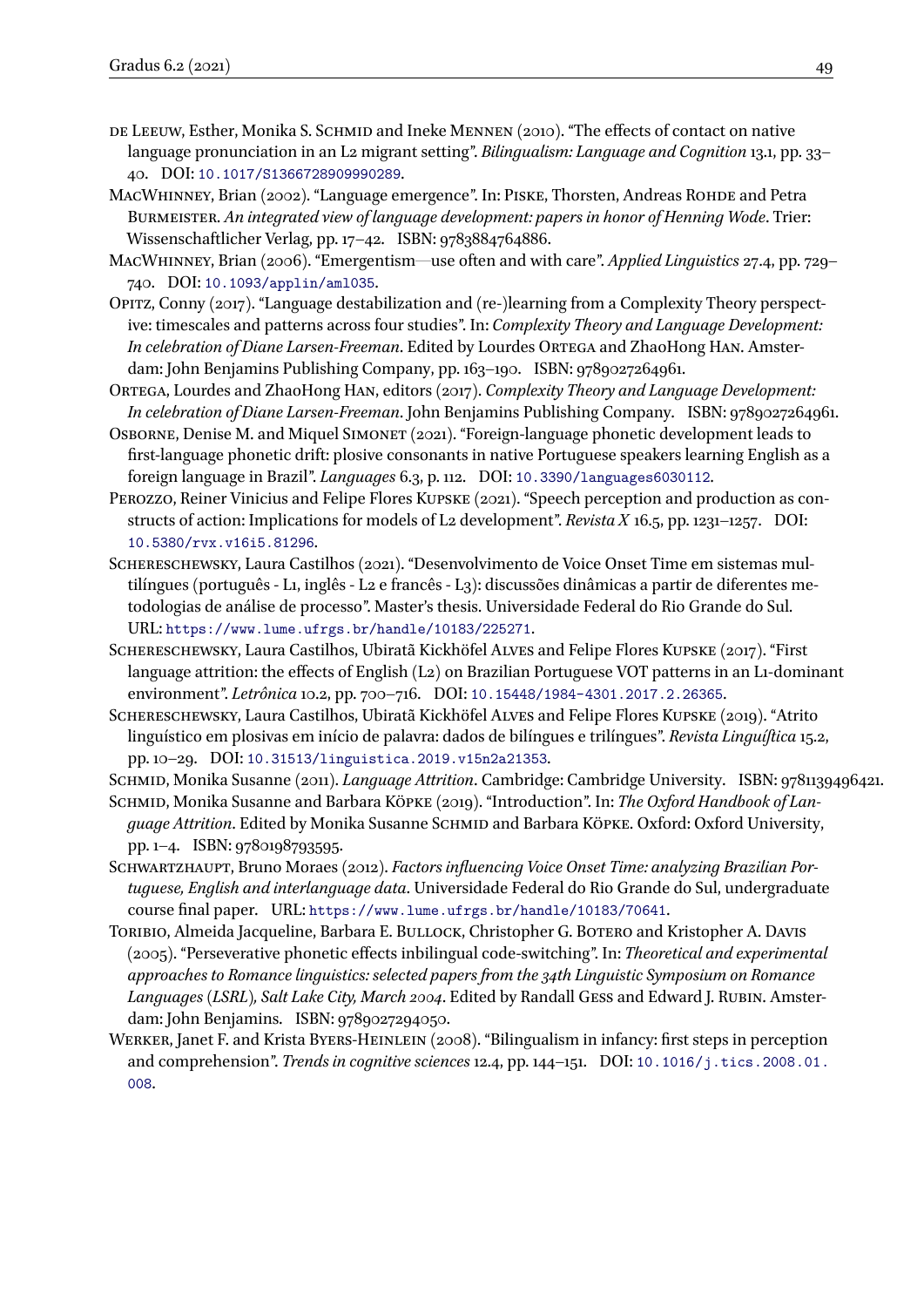de Leeuw, Esther, Monika S. Schmid and Ineke Mennen (2010). "The effects of contact on native language pronunciation in an L2 migrant setting". *Bilingualism: Language and Cognition* 13.1, pp. 33–40. DOI: 10.1017/S1366728909990289.

MacWhinney, Brian (2002). "Language emergence". In: Piske, Thorsten, Andreas Rohde and Petra Burmeister. *An integrated view of language development: papers in honor of Henning Wode*. Trier: Wissenschaftlicher Verlag, pp. 17–42. ISBN: 9783884764886.

MacWhinney, Brian (2006). "Emergentism—use often and with care". *Applied Linguistics* 27.4, pp. 729–740. DOI: 10.1093/applin/aml035.

Opitz, Conny (2017). "Language destabilization and (re-)learning from a Complexity Theory perspective: timescales and patterns across four studies". In: *Complexity Theory and Language Development: In celebration of Diane Larsen-Freeman*. Edited by Lourdes Ortega and ZhaoHong Han. Amsterdam: John Benjamins Publishing Company, pp. 163–190. ISBN: 9789027264961.

Ortega, Lourdes and ZhaoHong Han, editors (2017). *Complexity Theory and Language Development: In celebration of Diane Larsen-Freeman*. John Benjamins Publishing Company. ISBN: 9789027264961.

Osborne, Denise M. and Miquel Simonet (2021). "Foreign-language phonetic development leads to first-language phonetic drift: plosive consonants in native Portuguese speakers learning English as a foreign language in Brazil". *Languages* 6.3, p. 112. DOI: 10.3390/languages6030112.

Perozzo, Reiner Vinicius and Felipe Flores Kupske (2021). "Speech perception and production as constructs of action: Implications for models of L2 development". *Revista X* 16.5, pp. 1231–1257. DOI: 10.5380/rvx.v16i5.81296.

Schereschewsky, Laura Castilhos (2021). "Desenvolvimento de Voice Onset Time em sistemas multilíngues (português - L1, inglês - L2 e francês - L3): discussões dinâmicas a partir de diferentes metodologias de análise de processo". Master's thesis. Universidade Federal do Rio Grande do Sul. URL: https://www.lume.ufrgs.br/handle/10183/225271.

Schereschewsky, Laura Castilhos, Ubiratã Kickhöfel Alves and Felipe Flores Kupske (2017). "First language attrition: the effects of English (L2) on Brazilian Portuguese VOT patterns in an L1-dominant environment". *Letrônica* 10.2, pp. 700–716. DOI: 10.15448/1984-4301.2017.2.26365.

Schereschewsky, Laura Castilhos, Ubiratã Kickhöfel Alves and Felipe Flores Kupske (2019). "Atrito linguístico em plosivas em início de palavra: dados de bilíngues e trilíngues". *Revista Linguíftica* 15.2, pp. 10–29. DOI: 10.31513/linguistica.2019.v15n2a21353.

Schmid, Monika Susanne (2011). *Language Attrition*. Cambridge: Cambridge University. ISBN: 9781139496421.

Schmid, Monika Susanne and Barbara Köpke (2019). "Introduction". In: *The Oxford Handbook of Language Attrition*. Edited by Monika Susanne Schmid and Barbara Köpke. Oxford: Oxford University, pp. 1–4. ISBN: 9780198793595.

Schwartzhaupt, Bruno Moraes (2012). *Factors influencing Voice Onset Time: analyzing Brazilian Portuguese, English and interlanguage data*. Universidade Federal do Rio Grande do Sul, undergraduate course final paper. URL: https://www.lume.ufrgs.br/handle/10183/70641.

Toribio, Almeida Jacqueline, Barbara E. Bullock, Christopher G. Botero and Kristopher A. Davis (2005). "Perseverative phonetic effects inbilingual code-switching". In: *Theoretical and experimental approaches to Romance linguistics: selected papers from the 34th Linguistic Symposium on Romance Languages (LSRL), Salt Lake City, March 2004*. Edited by Randall Gess and Edward J. Rubin. Amsterdam: John Benjamins. ISBN: 9789027294050.

Werker, Janet F. and Krista Byers-Heinlein (2008). "Bilingualism in infancy: first steps in perception and comprehension". *Trends in cognitive sciences* 12.4, pp. 144–151. DOI: 10.1016/j.tics.2008.01.008.